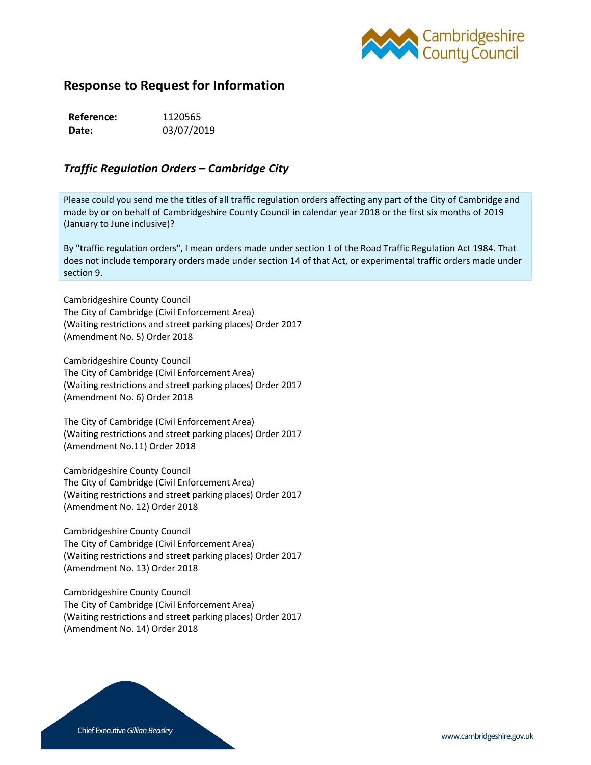## Response to Request for Information

**Reference:** 1120565
**Date:** 03/07/2019

### *Traffic Regulation Orders – Cambridge City*

Please could you send me the titles of all traffic regulation orders affecting any part of the City of Cambridge and made by or on behalf of Cambridgeshire County Council in calendar year 2018 or the first six months of 2019 (January to June inclusive)?

By "traffic regulation orders", I mean orders made under section 1 of the Road Traffic Regulation Act 1984. That does not include temporary orders made under section 14 of that Act, or experimental traffic orders made under section 9.

Cambridgeshire County Council
The City of Cambridge (Civil Enforcement Area)
(Waiting restrictions and street parking places) Order 2017
(Amendment No. 5) Order 2018

Cambridgeshire County Council
The City of Cambridge (Civil Enforcement Area)
(Waiting restrictions and street parking places) Order 2017
(Amendment No. 6) Order 2018

The City of Cambridge (Civil Enforcement Area)
(Waiting restrictions and street parking places) Order 2017
(Amendment No.11) Order 2018

Cambridgeshire County Council
The City of Cambridge (Civil Enforcement Area)
(Waiting restrictions and street parking places) Order 2017
(Amendment No. 12) Order 2018

Cambridgeshire County Council
The City of Cambridge (Civil Enforcement Area)
(Waiting restrictions and street parking places) Order 2017
(Amendment No. 13) Order 2018

Cambridgeshire County Council
The City of Cambridge (Civil Enforcement Area)
(Waiting restrictions and street parking places) Order 2017
(Amendment No. 14) Order 2018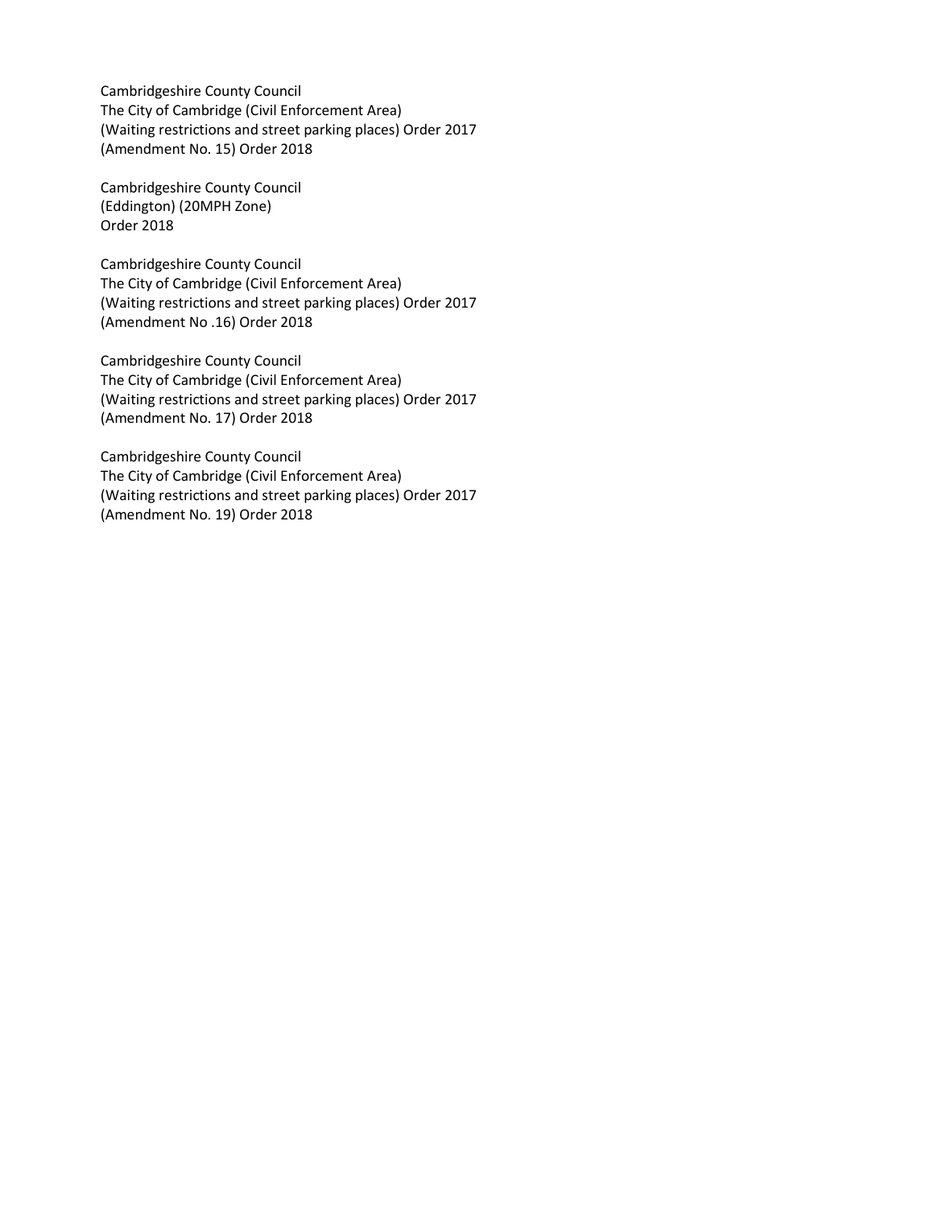Cambridgeshire County Council
The City of Cambridge (Civil Enforcement Area)
(Waiting restrictions and street parking places) Order 2017
(Amendment No. 15) Order 2018

Cambridgeshire County Council
(Eddington) (20MPH Zone)
Order 2018

Cambridgeshire County Council
The City of Cambridge (Civil Enforcement Area)
(Waiting restrictions and street parking places) Order 2017
(Amendment No .16) Order 2018

Cambridgeshire County Council
The City of Cambridge (Civil Enforcement Area)
(Waiting restrictions and street parking places) Order 2017
(Amendment No. 17) Order 2018

Cambridgeshire County Council
The City of Cambridge (Civil Enforcement Area)
(Waiting restrictions and street parking places) Order 2017
(Amendment No. 19) Order 2018